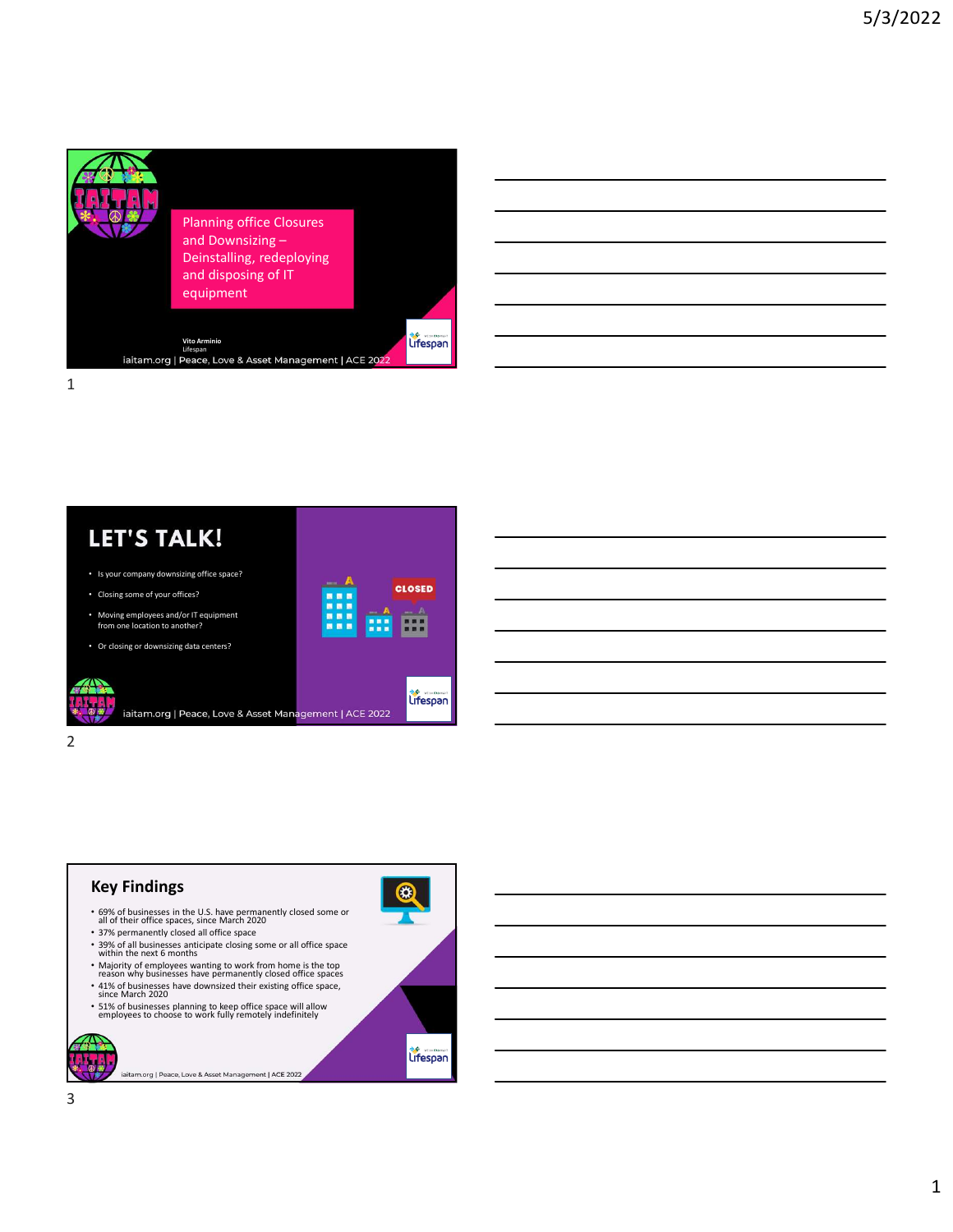## Planning office Closures and Downsizing – Deinstalling, redeploying and disposing of IT equipment

**Vito Arminio**
Lifespan

iaitam.org | Peace, Love & Asset Management | ACE 2022

## LET'S TALK!

- Is your company downsizing office space?
- Closing some of your offices?
- Moving employees and/or IT equipment from one location to another?
- Or closing or downsizing data centers?

CLOSED

iaitam.org | Peace, Love & Asset Management | ACE 2022

## Key Findings

- 69% of businesses in the U.S. have permanently closed some or all of their office spaces, since March 2020
- 37% permanently closed all office space
- 39% of all businesses anticipate closing some or all office space within the next 6 months
- Majority of employees wanting to work from home is the top reason why businesses have permanently closed office spaces
- 41% of businesses have downsized their existing office space, since March 2020
- 51% of businesses planning to keep office space will allow employees to choose to work fully remotely indefinitely

iaitam.org | Peace, Love & Asset Management | ACE 2022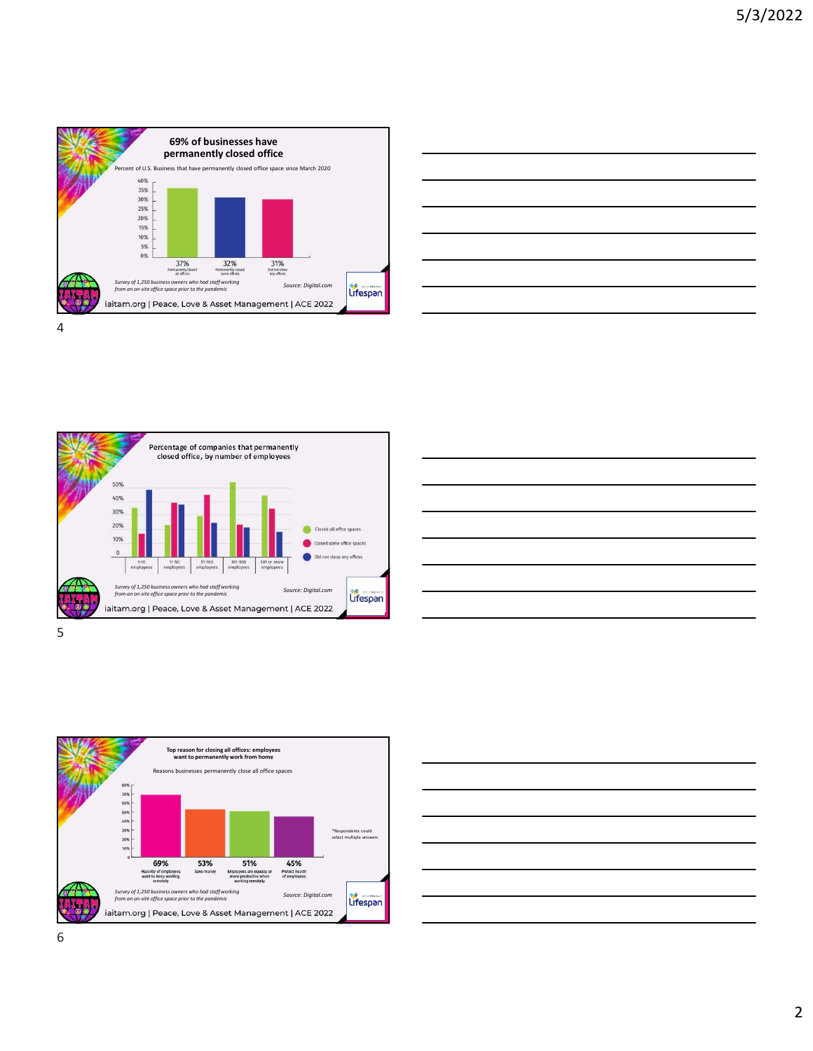## 69% of businesses have permanently closed office

Percent of U.S. Business that have permanently closed office space since March 2020

| Permanently closed all offices | Permanently closed some offices | Did not close any offices |
|---|---|---|
| 37% | 32% | 31% |

*Survey of 1,250 business owners who had staff working from an on-site office space prior to the pandemic*

Source: Digital.com

iaitam.org | Peace, Love & Asset Management | ACE 2022

## Percentage of companies that permanently closed office, by number of employees

- Closed all office spaces
- Closed some office spaces
- Did not close any offices

1-10 employees, 11-50 employees, 51-100 employees, 101-500 employees, 501 or more employees

*Survey of 1,250 business owners who had staff working from an on-site office space prior to the pandemic*

Source: Digital.com

iaitam.org | Peace, Love & Asset Management | ACE 2022

## Top reason for closing all offices: employees want to permanently work from home

Reasons businesses permanently close all office spaces

| Majority of employees want to keep working remotely | Save money | Employees are equally or more productive when working remotely | Protect health of employees |
|---|---|---|---|
| 69% | 53% | 51% | 45% |

*Respondents could select multiple answers

*Survey of 1,250 business owners who had staff working from an on-site office space prior to the pandemic*

Source: Digital.com

iaitam.org | Peace, Love & Asset Management | ACE 2022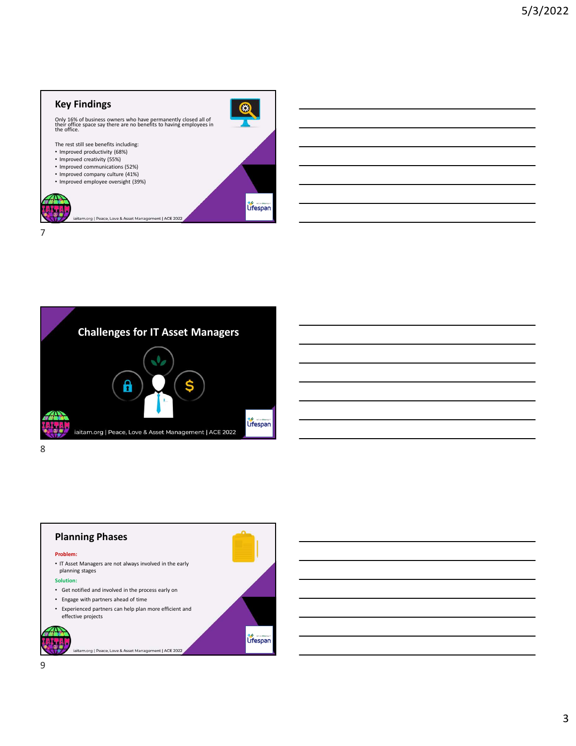## Key Findings

Only 16% of business owners who have permanently closed all of their office space say there are no benefits to having employees in the office.

The rest still see benefits including:

- Improved productivity (68%)
- Improved creativity (55%)
- Improved communications (52%)
- Improved company culture (41%)
- Improved employee oversight (39%)

iaitam.org | Peace, Love & Asset Management | ACE 2022

## Challenges for IT Asset Managers

iaitam.org | Peace, Love & Asset Management | ACE 2022

## Planning Phases

**Problem:**

- IT Asset Managers are not always involved in the early planning stages

**Solution:**

- Get notified and involved in the process early on
- Engage with partners ahead of time
- Experienced partners can help plan more efficient and effective projects

iaitam.org | Peace, Love & Asset Management | ACE 2022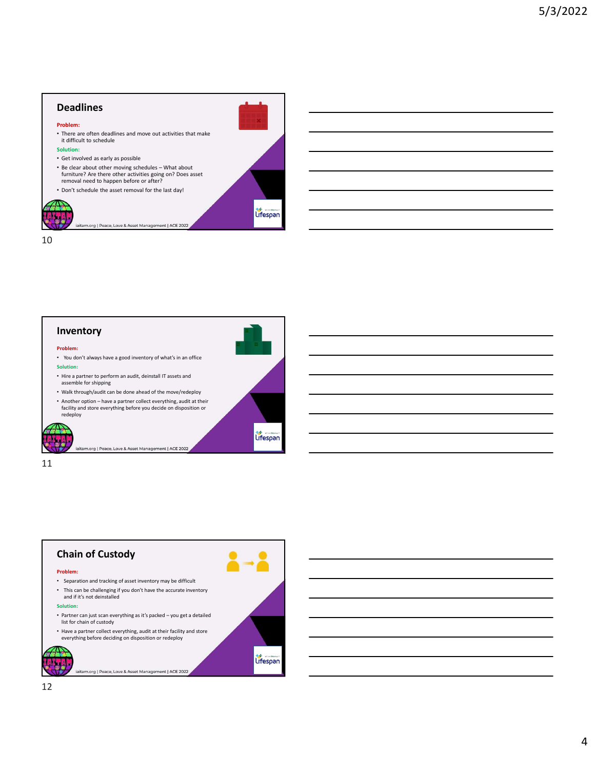## Deadlines

**Problem:**

- There are often deadlines and move out activities that make it difficult to schedule

**Solution:**

- Get involved as early as possible
- Be clear about other moving schedules – What about furniture? Are there other activities going on? Does asset removal need to happen before or after?
- Don't schedule the asset removal for the last day!

iaitam.org | Peace, Love & Asset Management | ACE 2022

10

## Inventory

**Problem:**

- You don't always have a good inventory of what's in an office

**Solution:**

- Hire a partner to perform an audit, deinstall IT assets and assemble for shipping
- Walk through/audit can be done ahead of the move/redeploy
- Another option – have a partner collect everything, audit at their facility and store everything before you decide on disposition or redeploy

iaitam.org | Peace, Love & Asset Management | ACE 2022

11

## Chain of Custody

**Problem:**

- Separation and tracking of asset inventory may be difficult
- This can be challenging if you don't have the accurate inventory and if it's not deinstalled

**Solution:**

- Partner can just scan everything as it's packed – you get a detailed list for chain of custody
- Have a partner collect everything, audit at their facility and store everything before deciding on disposition or redeploy

iaitam.org | Peace, Love & Asset Management | ACE 2022

12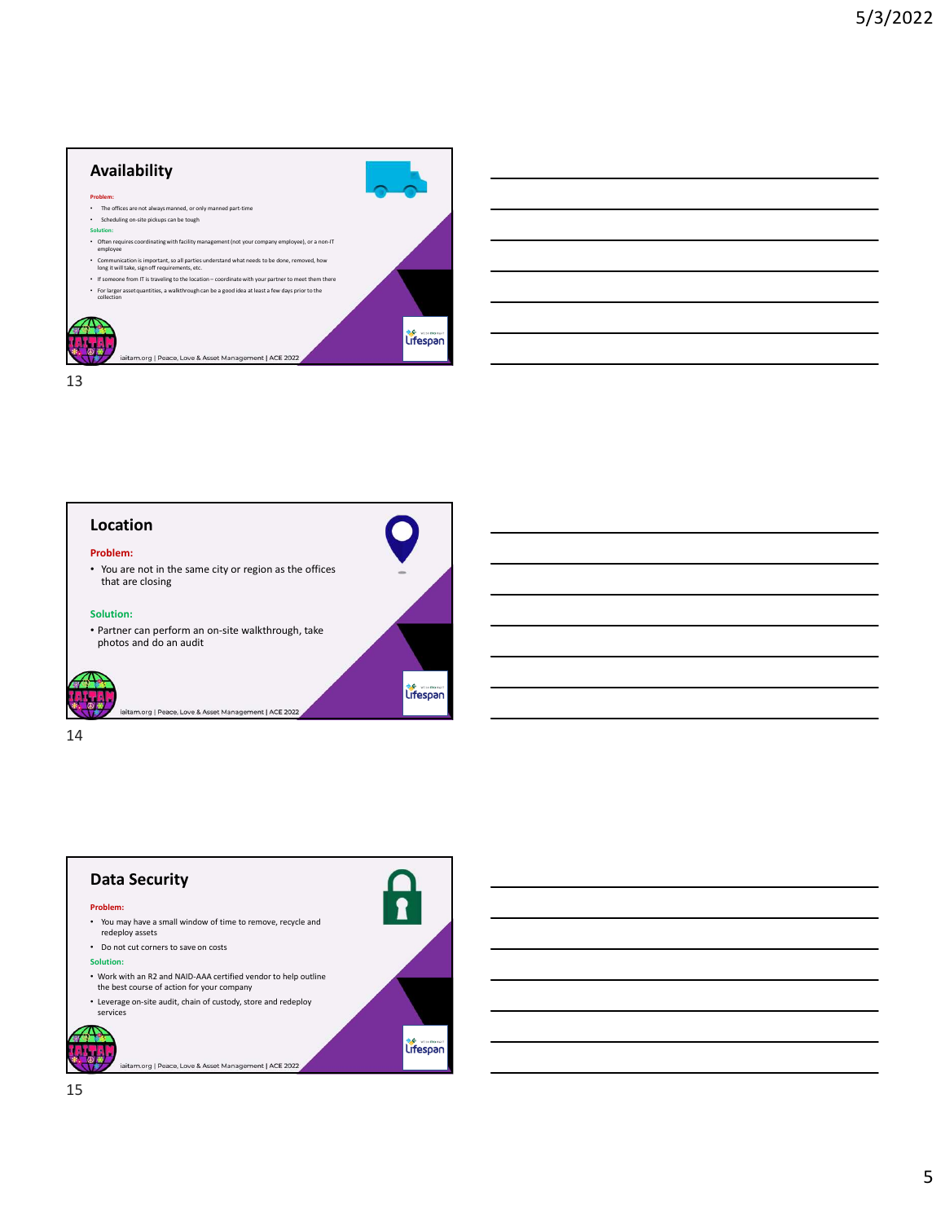## Availability

**Problem:**

- The offices are not always manned, or only manned part-time
- Scheduling on-site pickups can be tough

**Solution:**

- Often requires coordinating with facility management (not your company employee), or a non-IT employee
- Communication is important, so all parties understand what needs to be done, removed, how long it will take, sign off requirements, etc.
- If someone from IT is traveling to the location – coordinate with your partner to meet them there
- For larger asset quantities, a walkthrough can be a good idea at least a few days prior to the collection

iaitam.org | Peace, Love & Asset Management | ACE 2022

## Location

**Problem:**

- You are not in the same city or region as the offices that are closing

**Solution:**

- Partner can perform an on-site walkthrough, take photos and do an audit

iaitam.org | Peace, Love & Asset Management | ACE 2022

## Data Security

**Problem:**

- You may have a small window of time to remove, recycle and redeploy assets
- Do not cut corners to save on costs

**Solution:**

- Work with an R2 and NAID-AAA certified vendor to help outline the best course of action for your company
- Leverage on-site audit, chain of custody, store and redeploy services

iaitam.org | Peace, Love & Asset Management | ACE 2022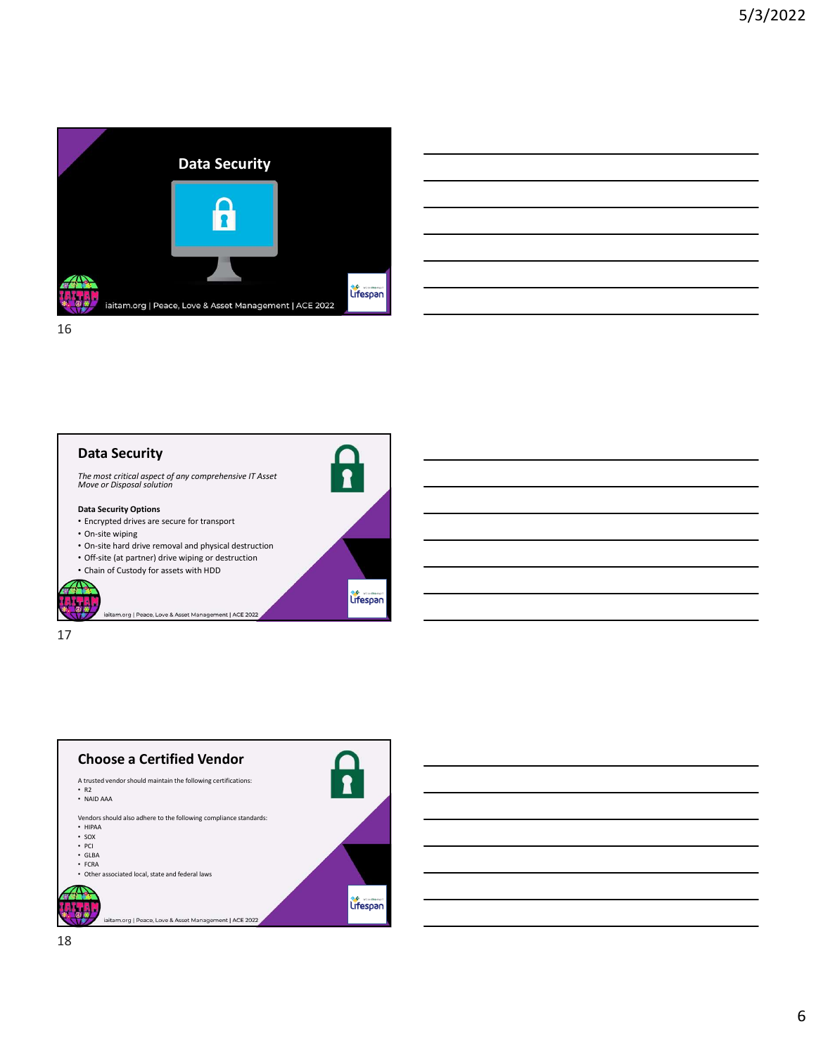## Data Security

## Data Security

*The most critical aspect of any comprehensive IT Asset Move or Disposal solution*

**Data Security Options**

- Encrypted drives are secure for transport
- On-site wiping
- On-site hard drive removal and physical destruction
- Off-site (at partner) drive wiping or destruction
- Chain of Custody for assets with HDD

## Choose a Certified Vendor

A trusted vendor should maintain the following certifications:

- R2
- NAID AAA

Vendors should also adhere to the following compliance standards:

- HIPAA
- SOX
- PCI
- GLBA
- FCRA
- Other associated local, state and federal laws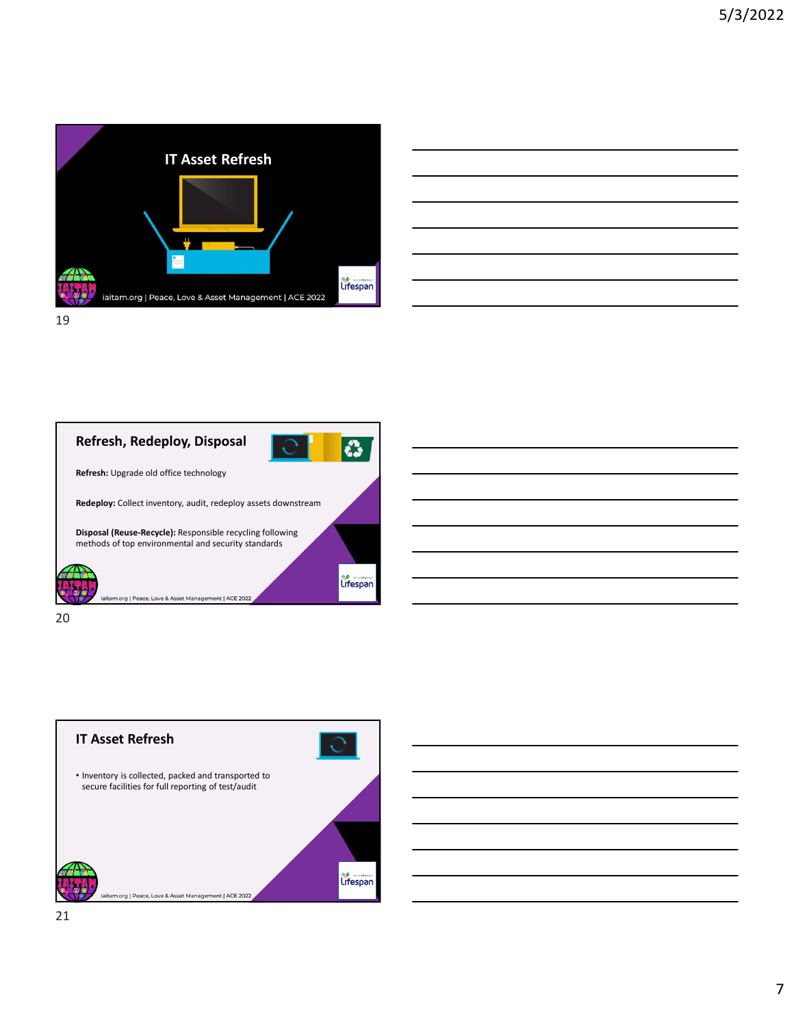## IT Asset Refresh

## Refresh, Redeploy, Disposal

**Refresh:** Upgrade old office technology

**Redeploy:** Collect inventory, audit, redeploy assets downstream

**Disposal (Reuse-Recycle):** Responsible recycling following methods of top environmental and security standards

## IT Asset Refresh

- Inventory is collected, packed and transported to secure facilities for full reporting of test/audit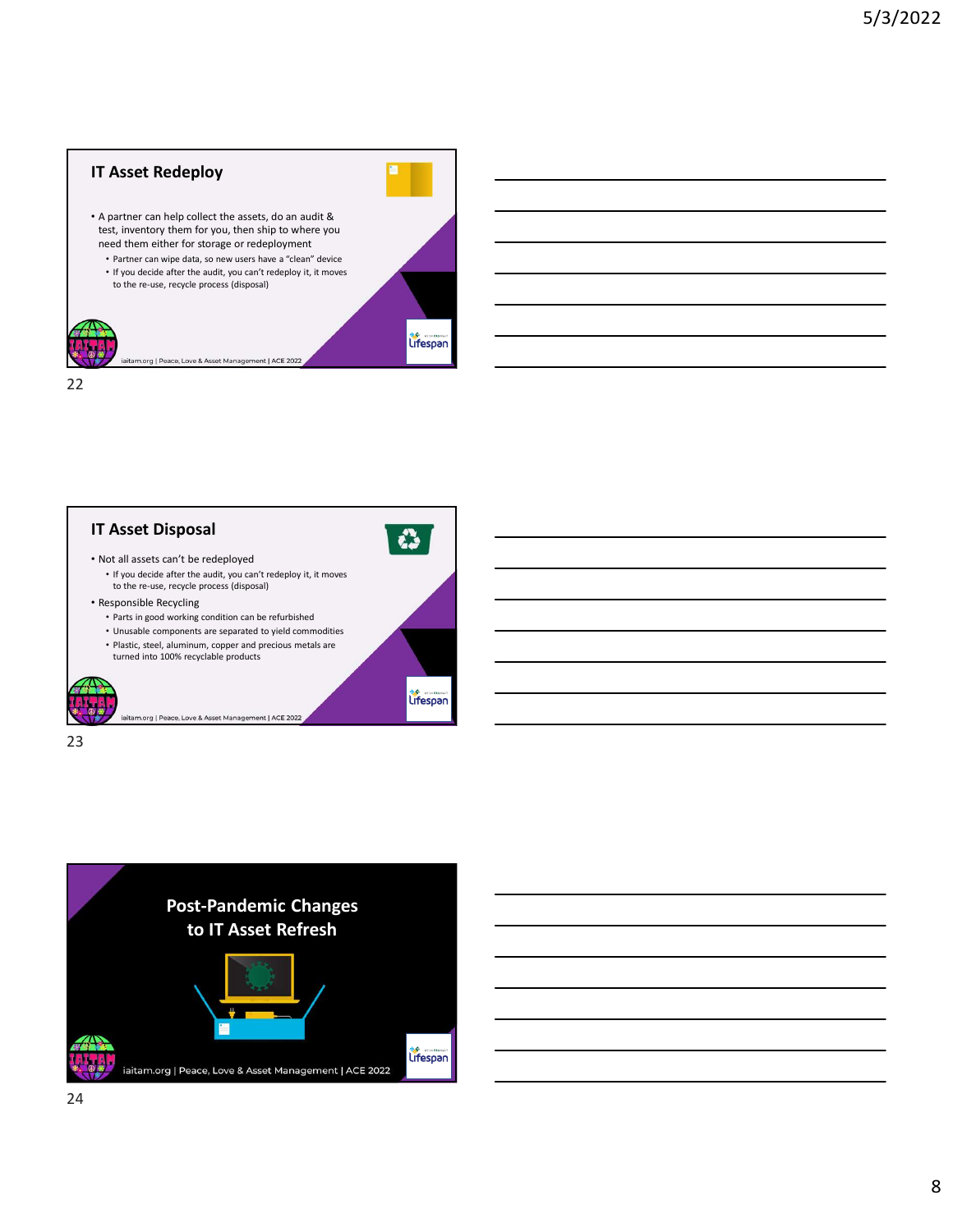## IT Asset Redeploy

- A partner can help collect the assets, do an audit & test, inventory them for you, then ship to where you need them either for storage or redeployment
  - Partner can wipe data, so new users have a "clean" device
  - If you decide after the audit, you can't redeploy it, it moves to the re-use, recycle process (disposal)

iaitam.org | Peace, Love & Asset Management | ACE 2022

22

## IT Asset Disposal

- Not all assets can't be redeployed
  - If you decide after the audit, you can't redeploy it, it moves to the re-use, recycle process (disposal)
- Responsible Recycling
  - Parts in good working condition can be refurbished
  - Unusable components are separated to yield commodities
  - Plastic, steel, aluminum, copper and precious metals are turned into 100% recyclable products

iaitam.org | Peace, Love & Asset Management | ACE 2022

23

## Post-Pandemic Changes to IT Asset Refresh

iaitam.org | Peace, Love & Asset Management | ACE 2022

24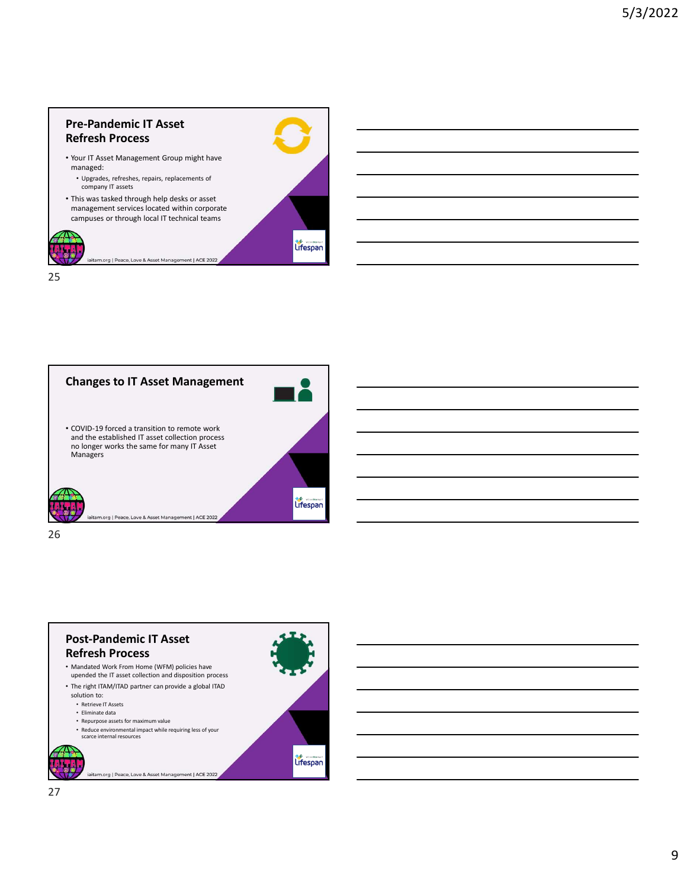## Pre-Pandemic IT Asset Refresh Process

- Your IT Asset Management Group might have managed:
  - Upgrades, refreshes, repairs, replacements of company IT assets
- This was tasked through help desks or asset management services located within corporate campuses or through local IT technical teams

iaitam.org | Peace, Love & Asset Management | ACE 2022

25

## Changes to IT Asset Management

- COVID-19 forced a transition to remote work and the established IT asset collection process no longer works the same for many IT Asset Managers

iaitam.org | Peace, Love & Asset Management | ACE 2022

26

## Post-Pandemic IT Asset Refresh Process

- Mandated Work From Home (WFM) policies have upended the IT asset collection and disposition process
- The right ITAM/ITAD partner can provide a global ITAD solution to:
  - Retrieve IT Assets
  - Eliminate data
  - Repurpose assets for maximum value
  - Reduce environmental impact while requiring less of your scarce internal resources

iaitam.org | Peace, Love & Asset Management | ACE 2022

27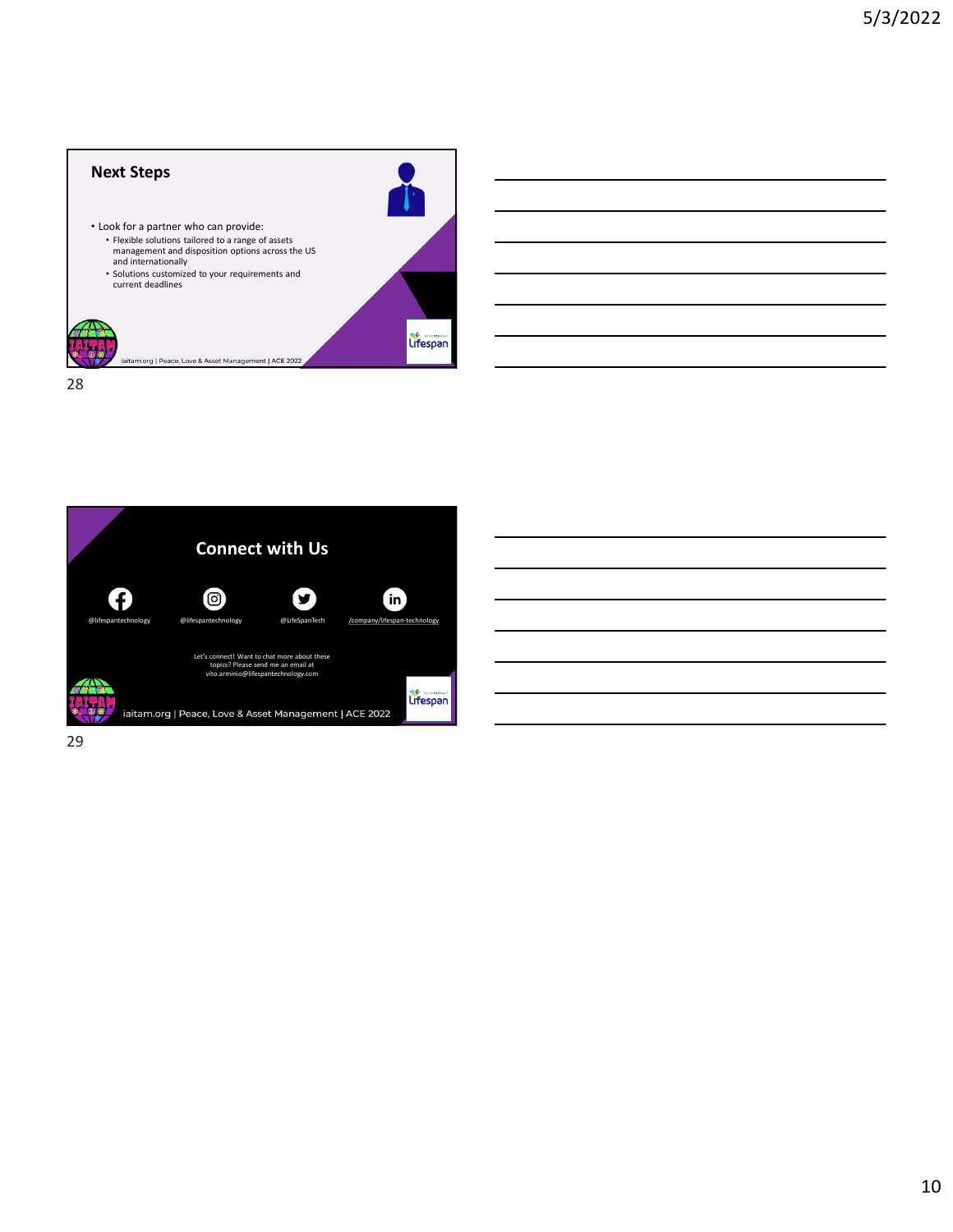## Next Steps

- Look for a partner who can provide:
  - Flexible solutions tailored to a range of assets management and disposition options across the US and internationally
  - Solutions customized to your requirements and current deadlines

iaitam.org | Peace, Love & Asset Management | ACE 2022

## Connect with Us

@lifespantechnology

@lifespantechnology

@LifeSpanTech

/company/lifespan-technology

Let's connect! Want to chat more about these topics? Please send me an email at vito.arminio@lifespantechnology.com

iaitam.org | Peace, Love & Asset Management | ACE 2022